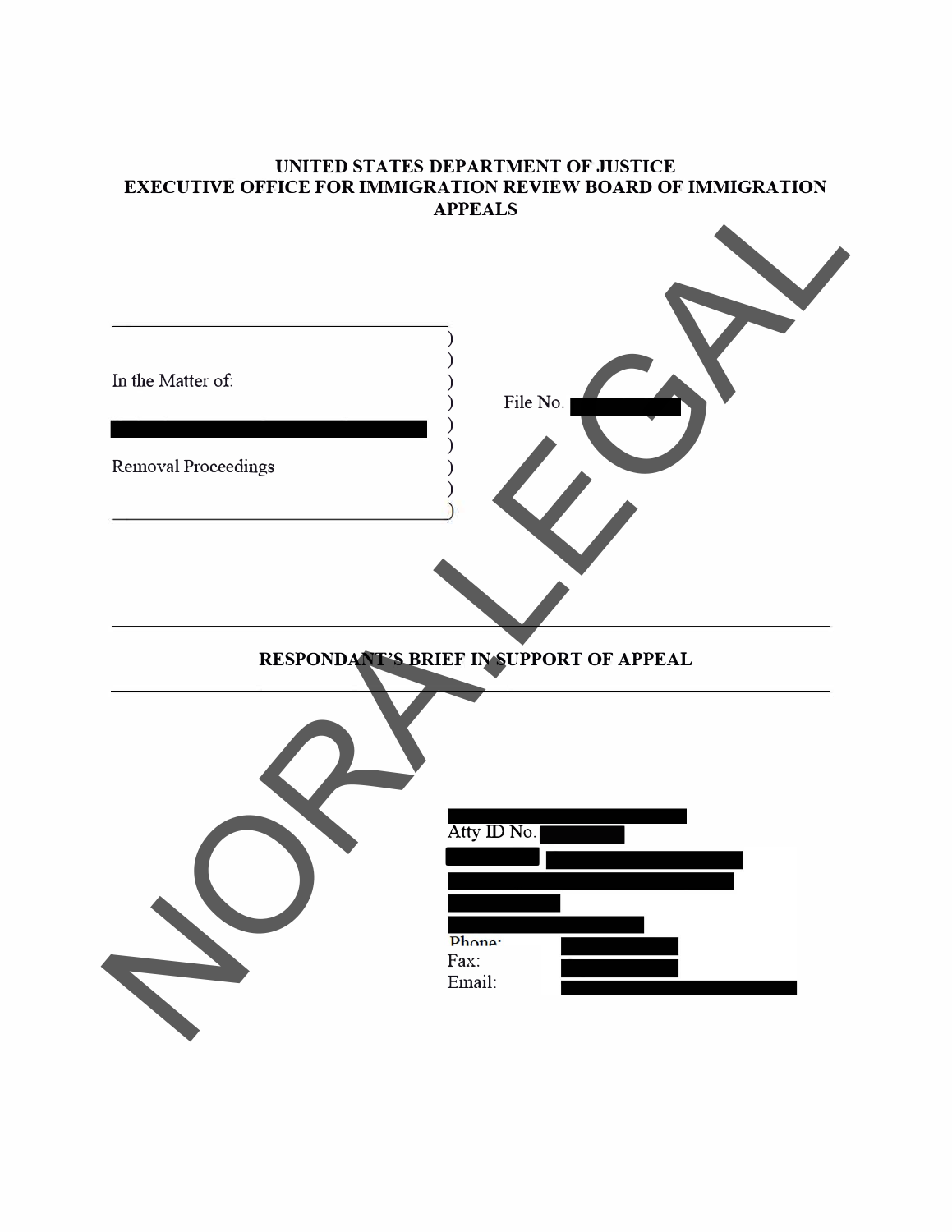**UNITED STATES DEPARTMENT OF JUSTICE**
**EXECUTIVE OFFICE FOR IMMIGRATION REVIEW BOARD OF IMMIGRATION APPEALS**

In the Matter of:

Removal Proceedings

File No.

**RESPONDANT'S BRIEF IN SUPPORT OF APPEAL**

Atty ID No.

Phone:
Fax:
Email: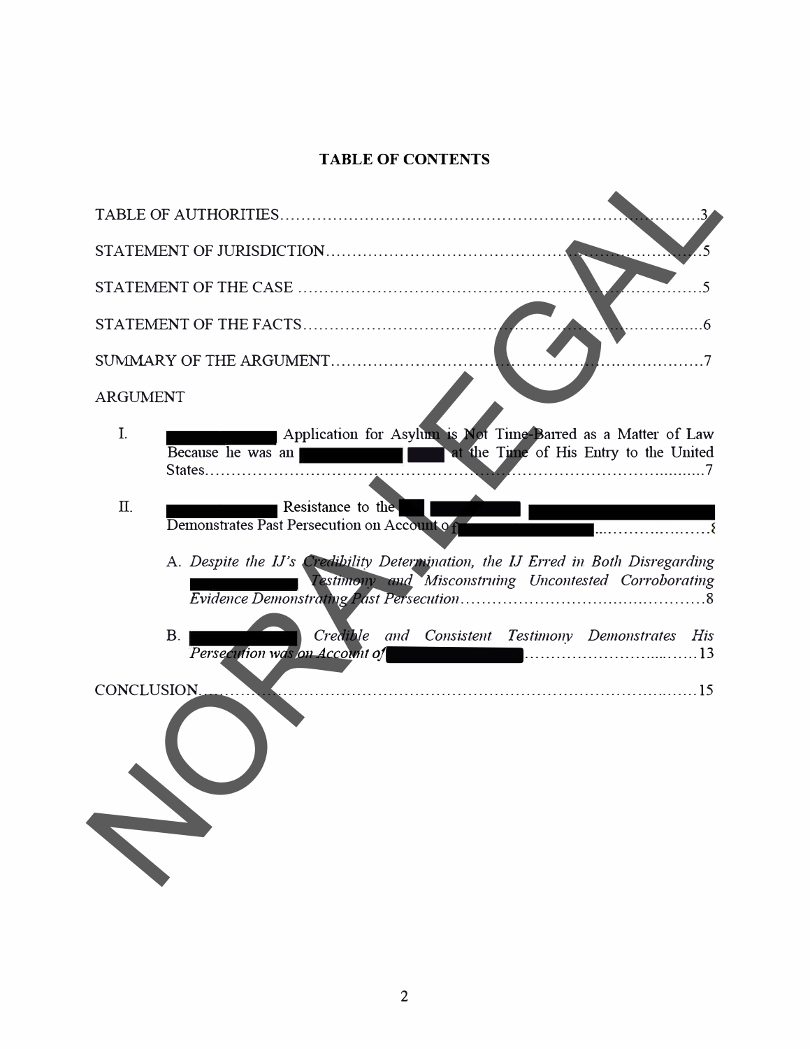# TABLE OF CONTENTS

TABLE OF AUTHORITIES……………………………………………………………………3

STATEMENT OF JURISDICTION…………………………………………………………5

STATEMENT OF THE CASE ………………………………………………………………5

STATEMENT OF THE FACTS……………………………………………………………6

SUMMARY OF THE ARGUMENT…………………………………………………………7

ARGUMENT

I. ████████ Application for Asylum is Not Time-Barred as a Matter of Law Because he was an ████████ ███ at the Time of His Entry to the United States…………………………………………………………………………7

II. ████████ Resistance to the ██ ████████ ████████████ Demonstrates Past Persecution on Account of ████████████……………………8

A. *Despite the IJ's Credibility Determination, the IJ Erred in Both Disregarding ████████ Testimony and Misconstruing Uncontested Corroborating Evidence Demonstrating Past Persecution*……………………………………8

B. ████████ *Credible and Consistent Testimony Demonstrates His Persecution was on Account of* ████████████……………………………13

CONCLUSION……………………………………………………………………………15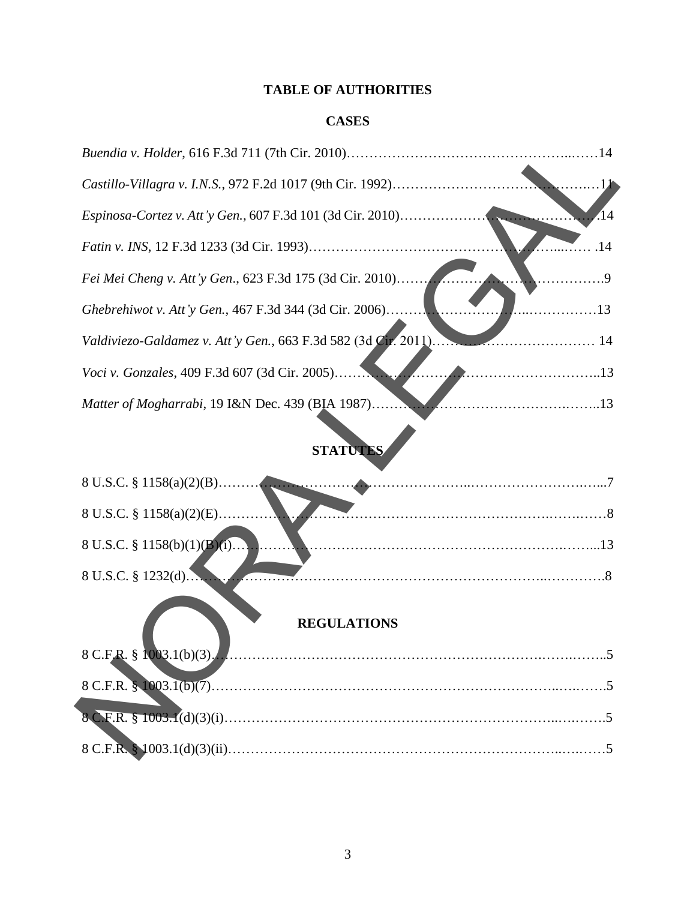# TABLE OF AUTHORITIES

## CASES

*Buendia v. Holder*, 616 F.3d 711 (7th Cir. 2010)……………………………………………..……14

*Castillo-Villagra v. I.N.S.*, 972 F.2d 1017 (9th Cir. 1992)…………………………………….…11

*Espinosa-Cortez v. Att'y Gen.*, 607 F.3d 101 (3d Cir. 2010)……………………………………….14

*Fatin v. INS*, 12 F.3d 1233 (3d Cir. 1993)………………………………………………...…… .14

*Fei Mei Cheng v. Att'y Gen*., 623 F.3d 175 (3d Cir. 2010)……………………………………….9

*Ghebrehiwot v. Att'y Gen.*, 467 F.3d 344 (3d Cir. 2006)………………………..……………13

*Valdiviezo-Galdamez v. Att'y Gen.*, 663 F.3d 582 (3d Cir. 2011)……………………………… 14

*Voci v. Gonzales*, 409 F.3d 607 (3d Cir. 2005)…………………………………………………..13

*Matter of Mogharrabi*, 19 I&N Dec. 439 (BIA 1987)……………………………………..……..13

## STATUTES

8 U.S.C. § 1158(a)(2)(B)………………………………………………..…………………….…...7

8 U.S.C. § 1158(a)(2)(E)…………………………………………………………………….…….……8

8 U.S.C. § 1158(b)(1)(B)(i)……………………………………………………………….……...13

8 U.S.C. § 1232(d)…………………………………………………………………..…………….8

## REGULATIONS

8 C.F.R. § 1003.1(b)(3)……………………………………………………………….…….……..5

8 C.F.R. § 1003.1(b)(7)……………………………………………………………..….…….5

8 C.F.R. § 1003.1(d)(3)(i)…………………………………………………………..…..…….5

8 C.F.R. § 1003.1(d)(3)(ii)………………………………………………………..….……5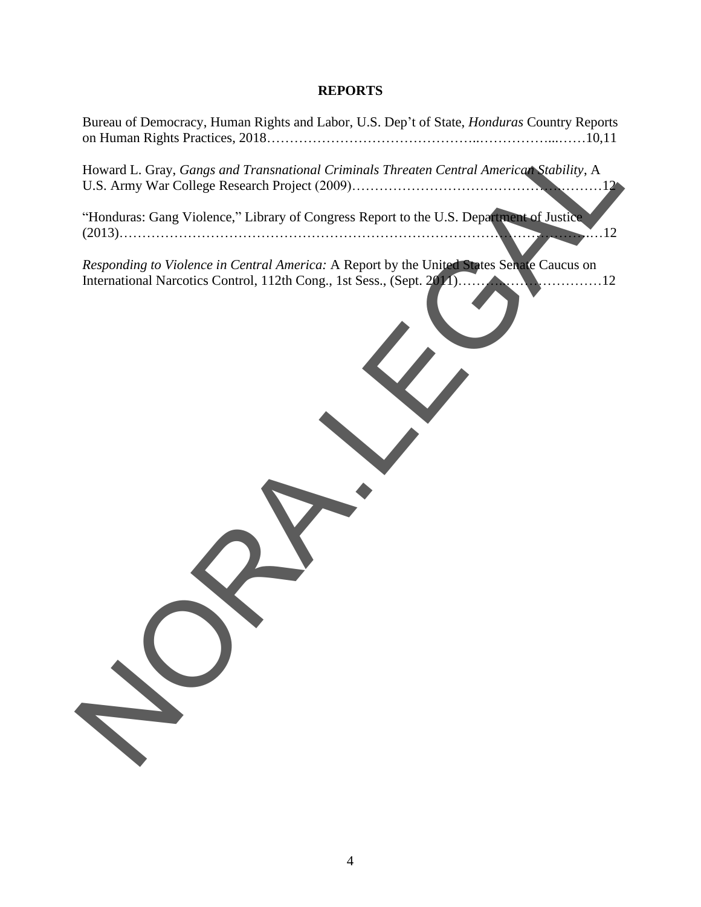## REPORTS

Bureau of Democracy, Human Rights and Labor, U.S. Dep't of State, *Honduras* Country Reports on Human Rights Practices, 2018……………………………………..……………...……10,11

Howard L. Gray, *Gangs and Transnational Criminals Threaten Central American Stability*, A U.S. Army War College Research Project (2009)………………………………………………12

"Honduras: Gang Violence," Library of Congress Report to the U.S. Department of Justice (2013)……………………………………………………………………………………………12

*Responding to Violence in Central America:* A Report by the United States Senate Caucus on International Narcotics Control, 112th Cong., 1st Sess., (Sept. 2011)…………..…………………12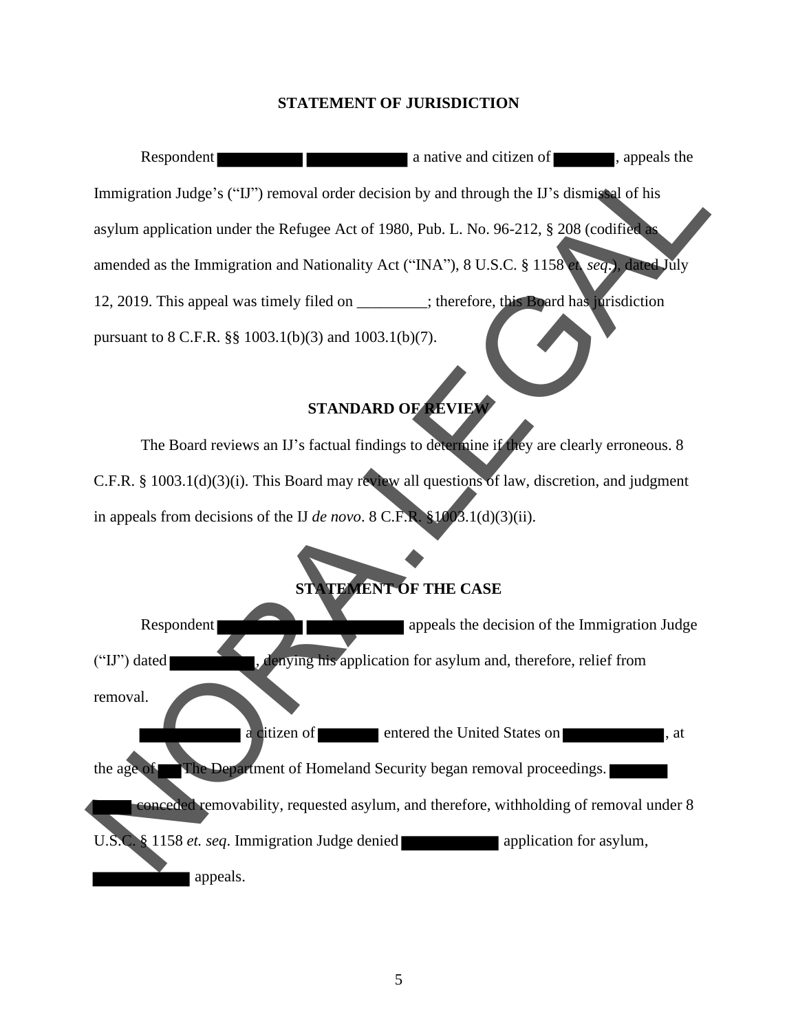## STATEMENT OF JURISDICTION

Respondent ████ ████ a native and citizen of ████, appeals the Immigration Judge's ("IJ") removal order decision by and through the IJ's dismissal of his asylum application under the Refugee Act of 1980, Pub. L. No. 96-212, § 208 (codified as amended as the Immigration and Nationality Act ("INA"), 8 U.S.C. § 1158 *et. seq*.), dated July 12, 2019. This appeal was timely filed on _________; therefore, this Board has jurisdiction pursuant to 8 C.F.R. §§ 1003.1(b)(3) and 1003.1(b)(7).

## STANDARD OF REVIEW

The Board reviews an IJ's factual findings to determine if they are clearly erroneous. 8 C.F.R. § 1003.1(d)(3)(i). This Board may review all questions of law, discretion, and judgment in appeals from decisions of the IJ *de novo*. 8 C.F.R. §1003.1(d)(3)(ii).

## STATEMENT OF THE CASE

Respondent ████ ████ appeals the decision of the Immigration Judge ("IJ") dated ████, denying his application for asylum and, therefore, relief from removal.

████ a citizen of ████ entered the United States on ████, at the age of ██ The Department of Homeland Security began removal proceedings. ████ ████ conceded removability, requested asylum, and therefore, withholding of removal under 8 U.S.C. § 1158 *et. seq*. Immigration Judge denied ████ application for asylum, ████ appeals.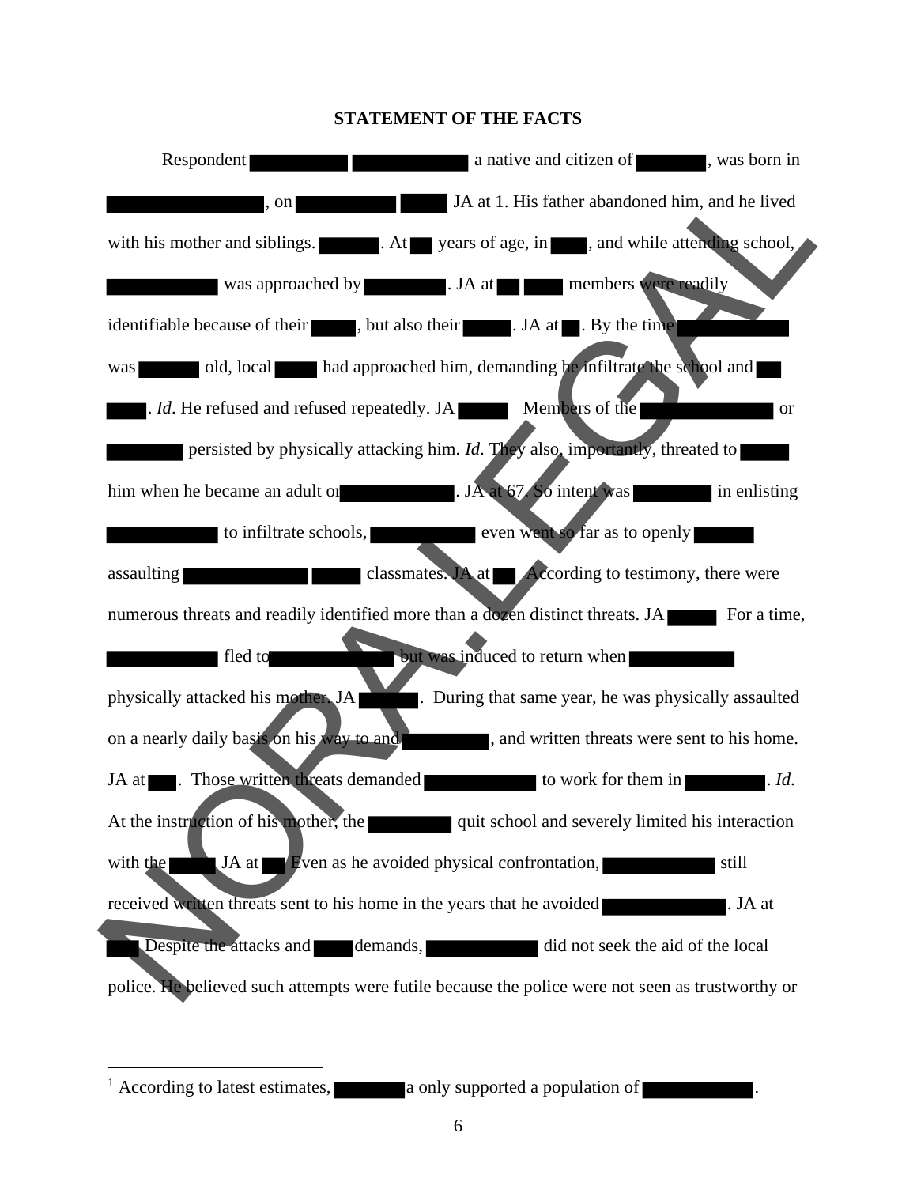## STATEMENT OF THE FACTS

Respondent ████ ████ a native and citizen of ████, was born in ████, on ████ ████ JA at 1. His father abandoned him, and he lived with his mother and siblings. ████. At ██ years of age, in ██, and while attending school, ████ was approached by ████. JA at ██ ██ members were readily identifiable because of their ████, but also their ████. JA at ██. By the time ████ was ████ old, local ████ had approached him, demanding he infiltrate the school and ██ ██. *Id*. He refused and refused repeatedly. JA ████ Members of the ████ or ████ persisted by physically attacking him. *Id*. They also, importantly, threated to ████ him when he became an adult or ████. JA at 67. So intent was ████ in enlisting ████ to infiltrate schools, ████ even went so far as to openly ████ assaulting ████ ████ classmates. JA at ██ According to testimony, there were numerous threats and readily identified more than a dozen distinct threats. JA ████ For a time, ████ fled to ████ but was induced to return when ████ physically attacked his mother. JA ████. During that same year, he was physically assaulted on a nearly daily basis on his way to and ████, and written threats were sent to his home. JA at ██. Those written threats demanded ████ to work for them in ████. *Id*. At the instruction of his mother, the ████ quit school and severely limited his interaction with the ████ JA at ██ Even as he avoided physical confrontation, ████ still received written threats sent to his home in the years that he avoided ████. JA at ██ Despite the attacks and ████ demands, ████ did not seek the aid of the local police. He believed such attempts were futile because the police were not seen as trustworthy or

---

[1] According to latest estimates, ████a only supported a population of ████.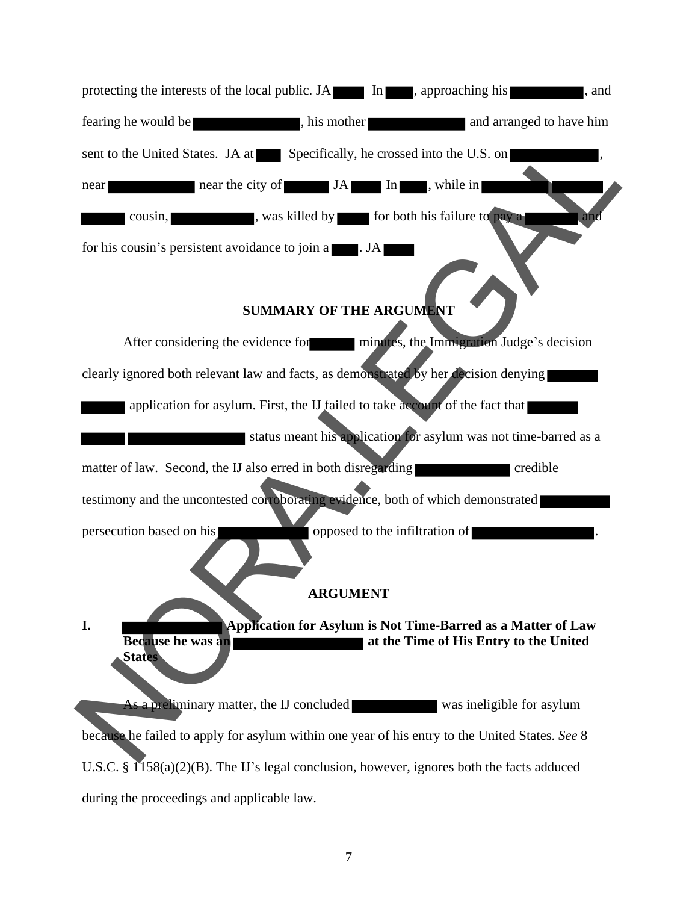protecting the interests of the local public. JA ███ In ███, approaching his ███████, and fearing he would be ██████████, his mother █████████ and arranged to have him sent to the United States. JA at ██ Specifically, he crossed into the U.S. on ████████, near ████████ near the city of █████ JA ███ In ███, while in ██████ █████ ████ cousin, ████████, was killed by ███ for both his failure to pay a ██████ and for his cousin's persistent avoidance to join a ███. JA ███

## SUMMARY OF THE ARGUMENT

After considering the evidence for █████ minutes, the Immigration Judge's decision clearly ignored both relevant law and facts, as demonstrated by her decision denying █████ ████ application for asylum. First, the IJ failed to take account of the fact that █████ ████ ███████████ status meant his application for asylum was not time-barred as a matter of law. Second, the IJ also erred in both disregarding █████████ credible testimony and the uncontested corroborating evidence, both of which demonstrated ███████ persecution based on his ████████ opposed to the infiltration of ████████████.

## ARGUMENT

### I. ██████████ Application for Asylum is Not Time-Barred as a Matter of Law Because he was an ████████████ at the Time of His Entry to the United States

As a preliminary matter, the IJ concluded ████████ was ineligible for asylum because he failed to apply for asylum within one year of his entry to the United States. *See* 8 U.S.C. § 1158(a)(2)(B). The IJ's legal conclusion, however, ignores both the facts adduced during the proceedings and applicable law.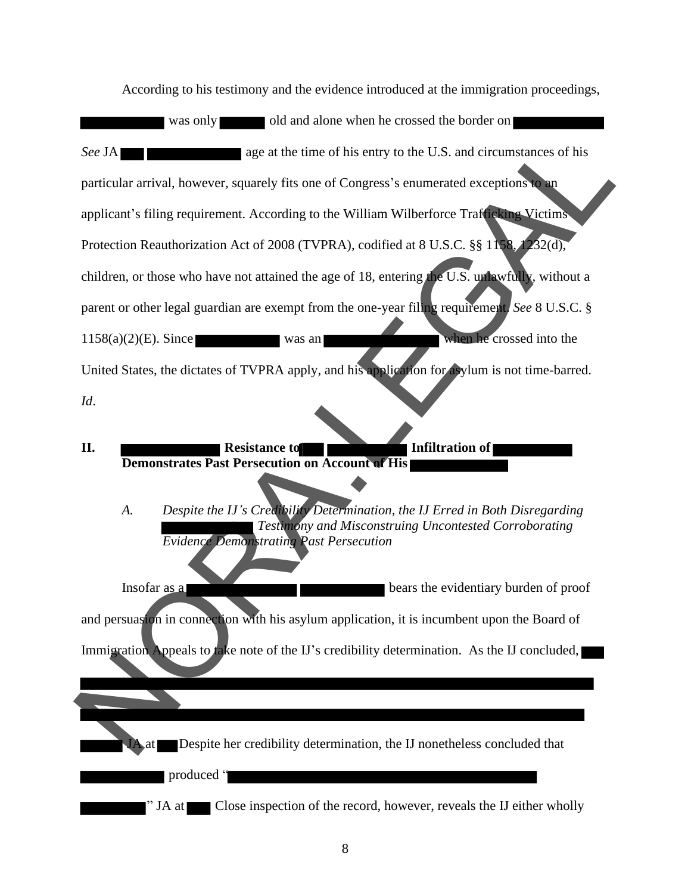According to his testimony and the evidence introduced at the immigration proceedings, ██████ was only ████ old and alone when he crossed the border on ██████ *See* JA ██ ██████ age at the time of his entry to the U.S. and circumstances of his particular arrival, however, squarely fits one of Congress's enumerated exceptions to an applicant's filing requirement. According to the William Wilberforce Trafficking Victims Protection Reauthorization Act of 2008 (TVPRA), codified at 8 U.S.C. §§ 1158, 1232(d), children, or those who have not attained the age of 18, entering the U.S. unlawfully, without a parent or other legal guardian are exempt from the one-year filing requirement. *See* 8 U.S.C. § 1158(a)(2)(E). Since ██████ was an ████████ when he crossed into the United States, the dictates of TVPRA apply, and his application for asylum is not time-barred. *Id*.

## II. ██████ Resistance to ██ ██████ Infiltration of ██████ Demonstrates Past Persecution on Account of His ██████

### *A. Despite the IJ's Credibility Determination, the IJ Erred in Both Disregarding ██████ Testimony and Misconstruing Uncontested Corroborating Evidence Demonstrating Past Persecution*

Insofar as a ████████ ██████ bears the evidentiary burden of proof and persuasion in connection with his asylum application, it is incumbent upon the Board of Immigration Appeals to take note of the IJ's credibility determination. As the IJ concluded, ██

████████████████████████████████████████

████████████████████████████████████████

████ JA at ██ Despite her credibility determination, the IJ nonetheless concluded that ██████ produced "████████████████████

████" JA at ██ Close inspection of the record, however, reveals the IJ either wholly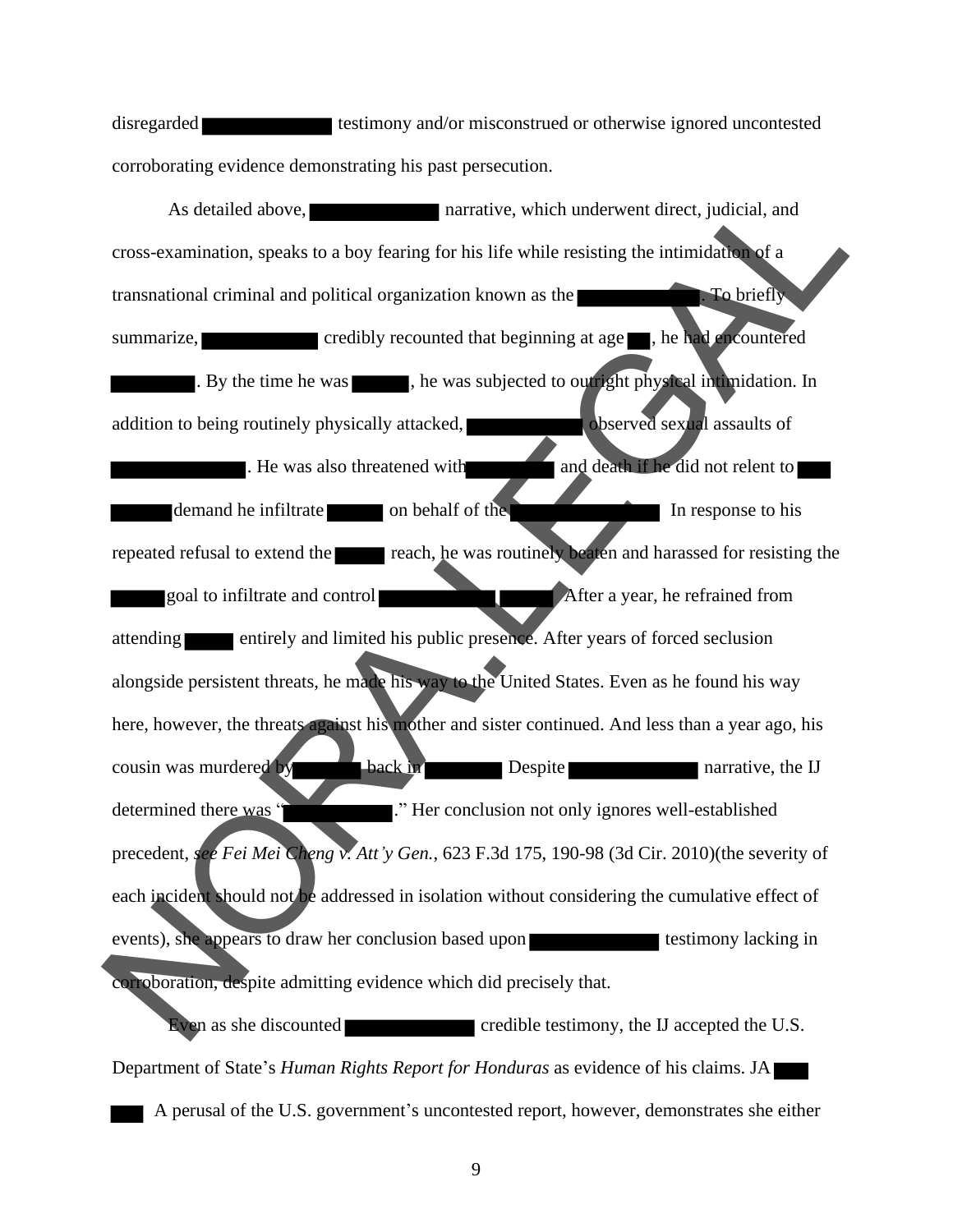disregarded [REDACTED] testimony and/or misconstrued or otherwise ignored uncontested corroborating evidence demonstrating his past persecution.

As detailed above, [REDACTED] narrative, which underwent direct, judicial, and cross-examination, speaks to a boy fearing for his life while resisting the intimidation of a transnational criminal and political organization known as the [REDACTED]. To briefly summarize, [REDACTED] credibly recounted that beginning at age [REDACTED], he had encountered [REDACTED]. By the time he was [REDACTED], he was subjected to outright physical intimidation. In addition to being routinely physically attacked, [REDACTED] observed sexual assaults of [REDACTED]. He was also threatened with [REDACTED] and death if he did not relent to [REDACTED] [REDACTED] demand he infiltrate [REDACTED] on behalf of the [REDACTED] In response to his repeated refusal to extend the [REDACTED] reach, he was routinely beaten and harassed for resisting the [REDACTED] goal to infiltrate and control [REDACTED] [REDACTED] After a year, he refrained from attending [REDACTED] entirely and limited his public presence. After years of forced seclusion alongside persistent threats, he made his way to the United States. Even as he found his way here, however, the threats against his mother and sister continued. And less than a year ago, his cousin was murdered by [REDACTED] back in [REDACTED] Despite [REDACTED] narrative, the IJ determined there was "[REDACTED]." Her conclusion not only ignores well-established precedent, *see Fei Mei Cheng v. Att'y Gen.*, 623 F.3d 175, 190-98 (3d Cir. 2010)(the severity of each incident should not be addressed in isolation without considering the cumulative effect of events), she appears to draw her conclusion based upon [REDACTED] testimony lacking in corroboration, despite admitting evidence which did precisely that.

Even as she discounted [REDACTED] credible testimony, the IJ accepted the U.S. Department of State's *Human Rights Report for Honduras* as evidence of his claims. JA [REDACTED] [REDACTED] A perusal of the U.S. government's uncontested report, however, demonstrates she either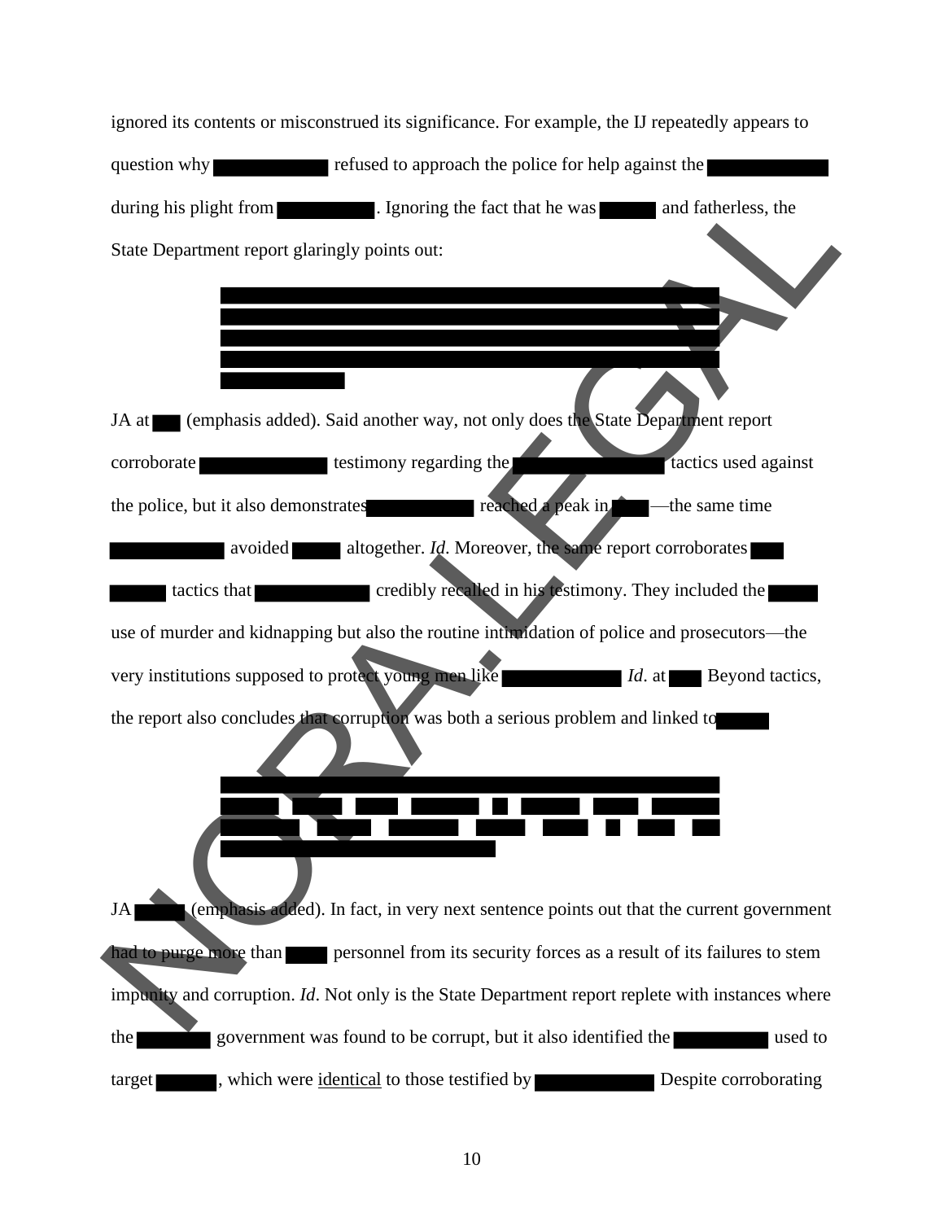ignored its contents or misconstrued its significance. For example, the IJ repeatedly appears to question why [REDACTED] refused to approach the police for help against the [REDACTED] during his plight from [REDACTED]. Ignoring the fact that he was [REDACTED] and fatherless, the State Department report glaringly points out:

> [REDACTED]

JA at [REDACTED] (emphasis added). Said another way, not only does the State Department report corroborate [REDACTED] testimony regarding the [REDACTED] tactics used against the police, but it also demonstrates [REDACTED] reached a peak in [REDACTED]—the same time [REDACTED] avoided [REDACTED] altogether. *Id*. Moreover, the same report corroborates [REDACTED] [REDACTED] tactics that [REDACTED] credibly recalled in his testimony. They included the [REDACTED] use of murder and kidnapping but also the routine intimidation of police and prosecutors—the very institutions supposed to protect young men like [REDACTED] *Id*. at [REDACTED] Beyond tactics, the report also concludes that corruption was both a serious problem and linked to [REDACTED]

> [REDACTED]

JA [REDACTED] (emphasis added). In fact, in very next sentence points out that the current government had to purge more than [REDACTED] personnel from its security forces as a result of its failures to stem impunity and corruption. *Id*. Not only is the State Department report replete with instances where the [REDACTED] government was found to be corrupt, but it also identified the [REDACTED] used to target [REDACTED], which were identical to those testified by [REDACTED] Despite corroborating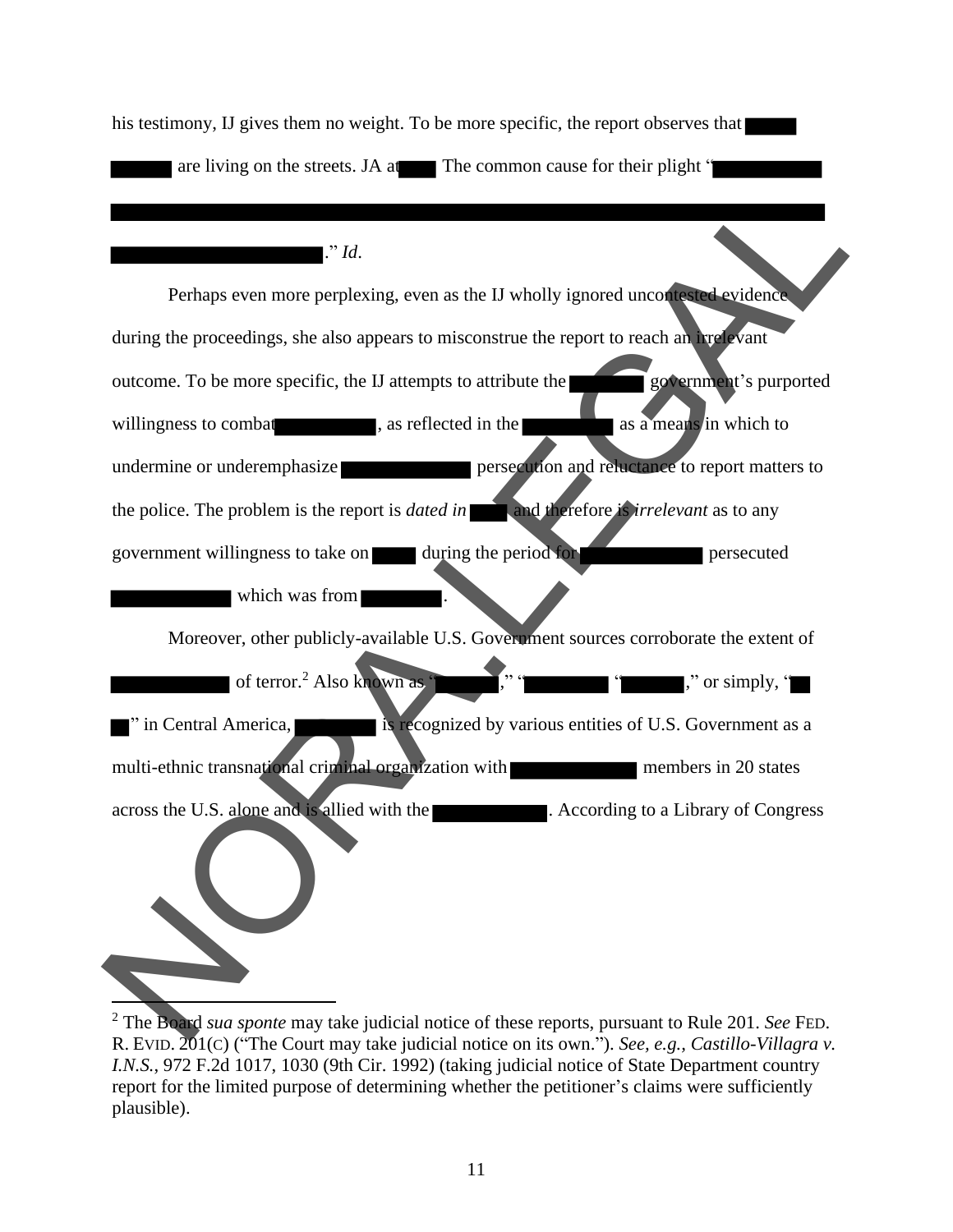his testimony, IJ gives them no weight. To be more specific, the report observes that ███ ███ are living on the streets. JA at ███ The common cause for their plight "███ ███ ███." *Id*.

Perhaps even more perplexing, even as the IJ wholly ignored uncontested evidence during the proceedings, she also appears to misconstrue the report to reach an irrelevant outcome. To be more specific, the IJ attempts to attribute the ███ government's purported willingness to combat ███, as reflected in the ███ as a means in which to undermine or underemphasize ███ persecution and reluctance to report matters to the police. The problem is the report is *dated in* ███ and therefore is *irrelevant* as to any government willingness to take on ███ during the period for ███ persecuted ███ which was from ███.

Moreover, other publicly-available U.S. Government sources corroborate the extent of ███ of terror.[2] Also known as "███," "███ "███," or simply, "███" in Central America, ███ is recognized by various entities of U.S. Government as a multi-ethnic transnational criminal organization with ███ members in 20 states across the U.S. alone and is allied with the ███. According to a Library of Congress

[2] The Board *sua sponte* may take judicial notice of these reports, pursuant to Rule 201. *See* FED. R. EVID. 201(C) ("The Court may take judicial notice on its own."). *See, e.g., Castillo-Villagra v. I.N.S.*, 972 F.2d 1017, 1030 (9th Cir. 1992) (taking judicial notice of State Department country report for the limited purpose of determining whether the petitioner's claims were sufficiently plausible).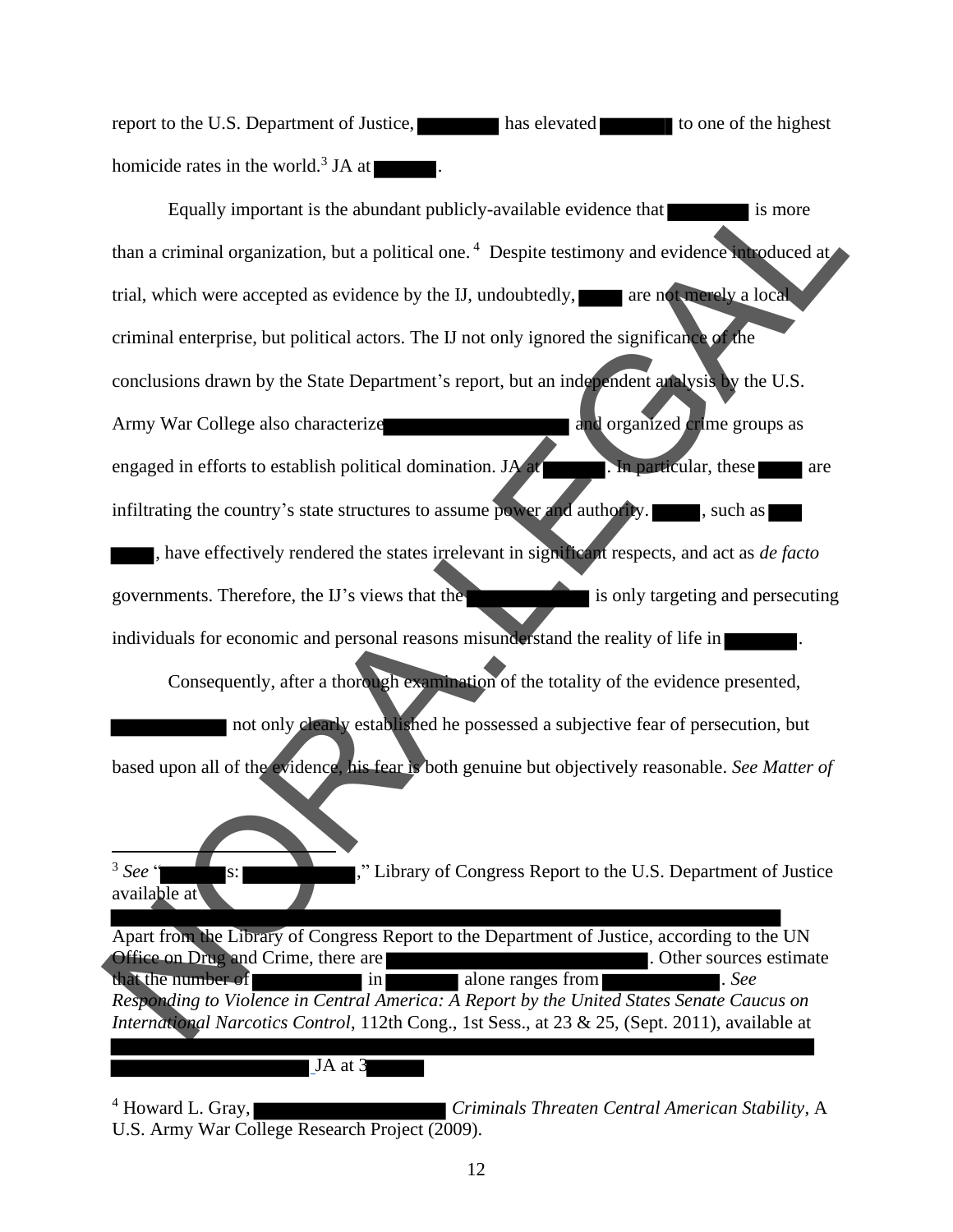report to the U.S. Department of Justice, ██████ has elevated ██████ to one of the highest homicide rates in the world.[3] JA at ██████.

Equally important is the abundant publicly-available evidence that ██████ is more than a criminal organization, but a political one.[4] Despite testimony and evidence introduced at trial, which were accepted as evidence by the IJ, undoubtedly, ████ are not merely a local criminal enterprise, but political actors. The IJ not only ignored the significance of the conclusions drawn by the State Department's report, but an independent analysis by the U.S. Army War College also characterize ██████████ and organized crime groups as engaged in efforts to establish political domination. JA at ██████. In particular, these ████ are infiltrating the country's state structures to assume power and authority. ████, such as ███ ████, have effectively rendered the states irrelevant in significant respects, and act as *de facto* governments. Therefore, the IJ's views that the ██████████ is only targeting and persecuting individuals for economic and personal reasons misunderstand the reality of life in ██████.

Consequently, after a thorough examination of the totality of the evidence presented, ██████████ not only clearly established he possessed a subjective fear of persecution, but based upon all of the evidence, his fear is both genuine but objectively reasonable. *See Matter of*

---

[3] *See* "██████s: ██████████," Library of Congress Report to the U.S. Department of Justice available at ██████████████████████████

Apart from the Library of Congress Report to the Department of Justice, according to the UN Office on Drug and Crime, there are ██████████████. Other sources estimate that the number of ██████ in ██████ alone ranges from ██████. *See Responding to Violence in Central America: A Report by the United States Senate Caucus on International Narcotics Control*, 112th Cong., 1st Sess., at 23 & 25, (Sept. 2011), available at ██████████████████████████ JA at 3████

[4] Howard L. Gray, ██████████ *Criminals Threaten Central American Stability*, A U.S. Army War College Research Project (2009).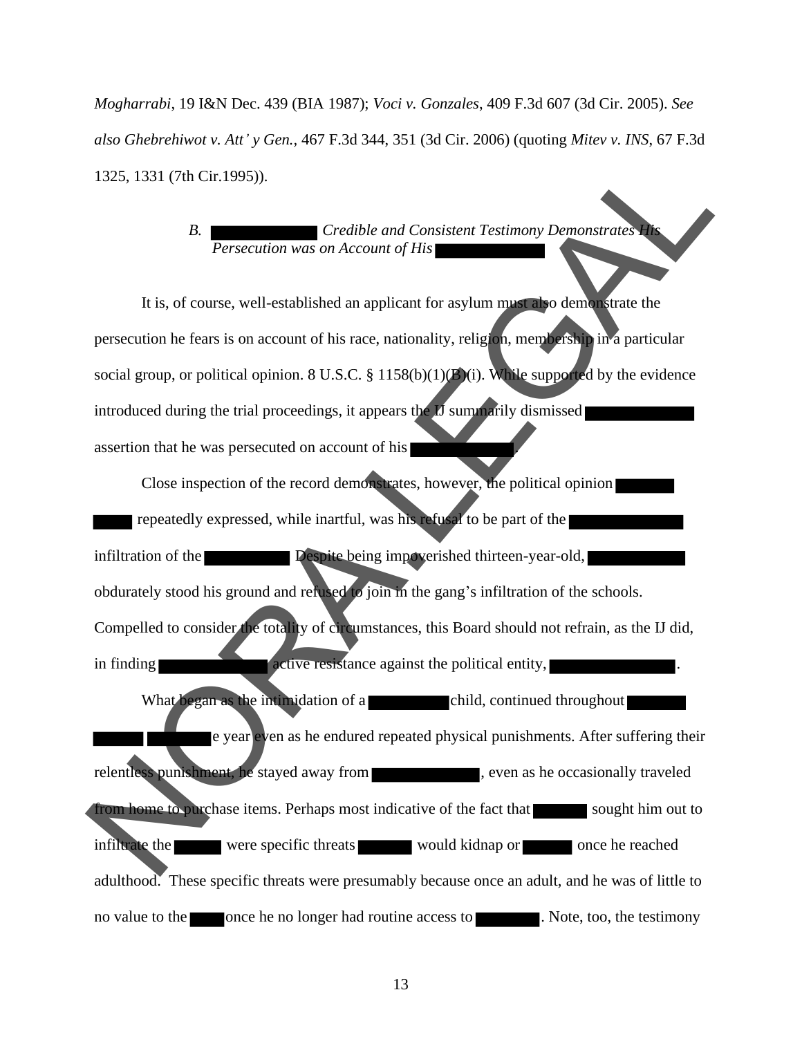*Mogharrabi*, 19 I&N Dec. 439 (BIA 1987); *Voci v. Gonzales*, 409 F.3d 607 (3d Cir. 2005). *See also Ghebrehiwot v. Att' y Gen.*, 467 F.3d 344, 351 (3d Cir. 2006) (quoting *Mitev v. INS*, 67 F.3d 1325, 1331 (7th Cir.1995)).

### *B. ████ Credible and Consistent Testimony Demonstrates His Persecution was on Account of His ████*

It is, of course, well-established an applicant for asylum must also demonstrate the persecution he fears is on account of his race, nationality, religion, membership in a particular social group, or political opinion. 8 U.S.C. § 1158(b)(1)(B)(i). While supported by the evidence introduced during the trial proceedings, it appears the IJ summarily dismissed ████ assertion that he was persecuted on account of his ████.

Close inspection of the record demonstrates, however, the political opinion ████ ████ repeatedly expressed, while inartful, was his refusal to be part of the ████ infiltration of the ████ Despite being impoverished thirteen-year-old, ████ obdurately stood his ground and refused to join in the gang's infiltration of the schools. Compelled to consider the totality of circumstances, this Board should not refrain, as the IJ did, in finding ████ active resistance against the political entity, ████.

What began as the intimidation of a ████ child, continued throughout ████ ████ ████e year even as he endured repeated physical punishments. After suffering their relentless punishment, he stayed away from ████, even as he occasionally traveled from home to purchase items. Perhaps most indicative of the fact that ████ sought him out to infiltrate the ████ were specific threats ████ would kidnap or ████ once he reached adulthood. These specific threats were presumably because once an adult, and he was of little to no value to the ████ once he no longer had routine access to ████. Note, too, the testimony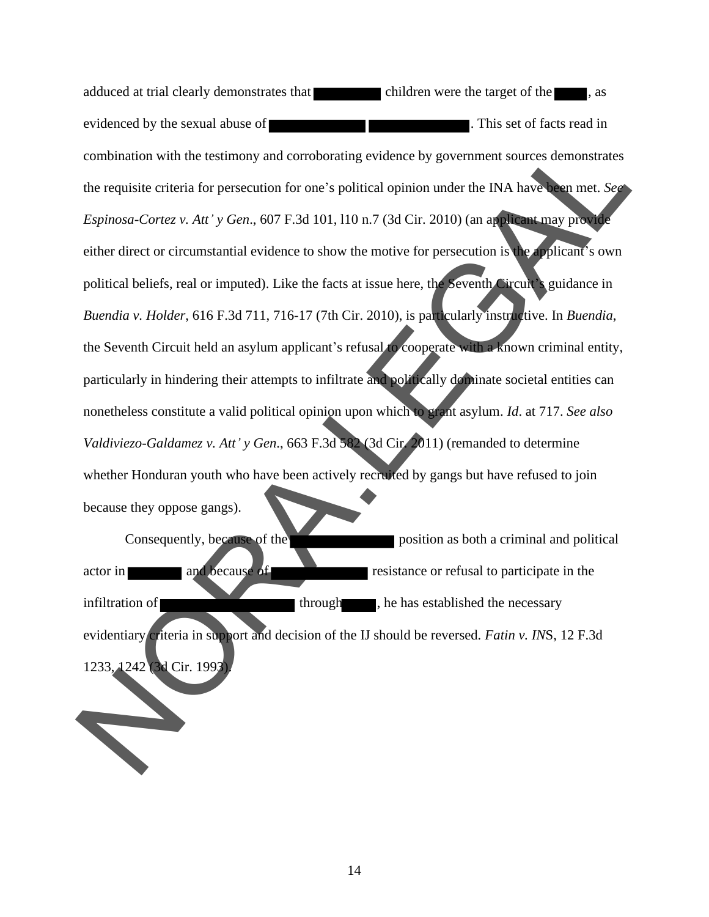adduced at trial clearly demonstrates that ████████ children were the target of the ████, as evidenced by the sexual abuse of ████████████ ████████████. This set of facts read in combination with the testimony and corroborating evidence by government sources demonstrates the requisite criteria for persecution for one's political opinion under the INA have been met. *See Espinosa-Cortez v. Att' y Gen*., 607 F.3d 101, l10 n.7 (3d Cir. 2010) (an applicant may provide either direct or circumstantial evidence to show the motive for persecution is the applicant's own political beliefs, real or imputed). Like the facts at issue here, the Seventh Circuit's guidance in *Buendia v. Holder*, 616 F.3d 711, 716-17 (7th Cir. 2010), is particularly instructive. In *Buendia*, the Seventh Circuit held an asylum applicant's refusal to cooperate with a known criminal entity, particularly in hindering their attempts to infiltrate and politically dominate societal entities can nonetheless constitute a valid political opinion upon which to grant asylum. *Id*. at 717. *See also Valdiviezo-Galdamez v. Att' y Gen*., 663 F.3d 582 (3d Cir. 2011) (remanded to determine whether Honduran youth who have been actively recruited by gangs but have refused to join because they oppose gangs).

Consequently, because of the ████████████ position as both a criminal and political actor in ███████ and because of ████████████ resistance or refusal to participate in the infiltration of ████████████████ through ████, he has established the necessary evidentiary criteria in support and decision of the IJ should be reversed. *Fatin v. INS*, 12 F.3d 1233, 1242 (3d Cir. 1993).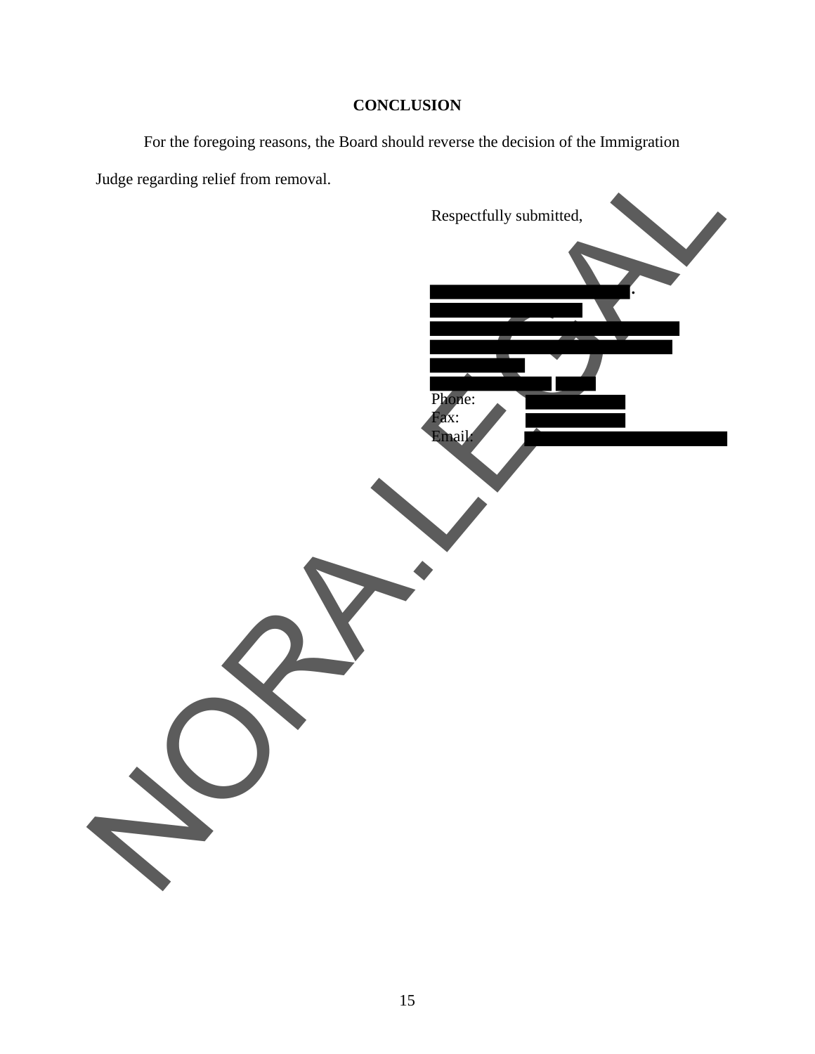**CONCLUSION**

For the foregoing reasons, the Board should reverse the decision of the Immigration Judge regarding relief from removal.

Respectfully submitted,

Phone:
Fax:
Email: